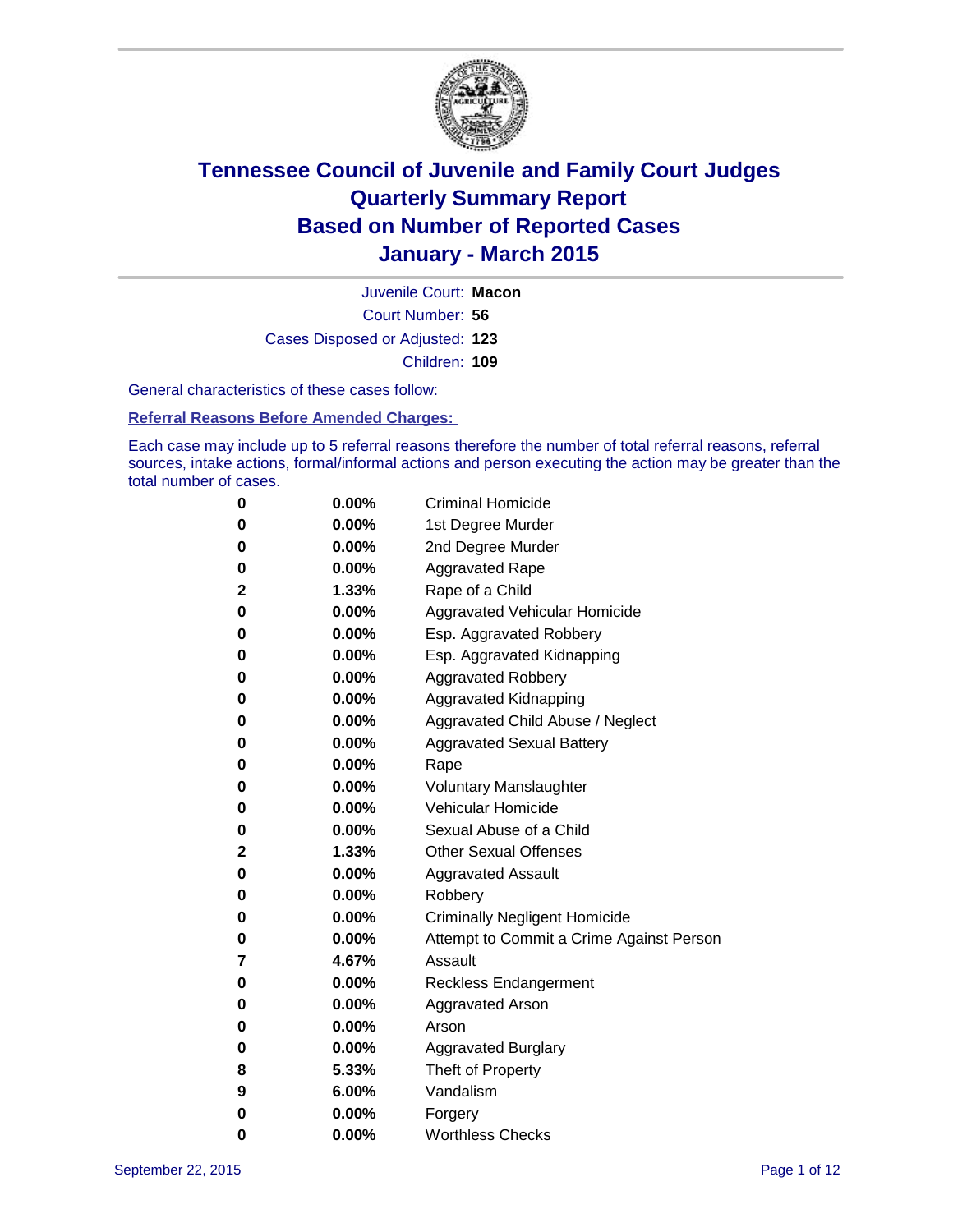# Tennessee Council of Juvenile and Family Court Judges
## Quarterly Summary Report
## Based on Number of Reported Cases
## January - March 2015

Juvenile Court: **Macon**

Court Number: **56**

Cases Disposed or Adjusted: **123**

Children: **109**

General characteristics of these cases follow:

**Referral Reasons Before Amended Charges:**

Each case may include up to 5 referral reasons therefore the number of total referral reasons, referral sources, intake actions, formal/informal actions and person executing the action may be greater than the total number of cases.

| Count | Percent | Referral Reason |
|---|---|---|
| 0 | 0.00% | Criminal Homicide |
| 0 | 0.00% | 1st Degree Murder |
| 0 | 0.00% | 2nd Degree Murder |
| 0 | 0.00% | Aggravated Rape |
| 2 | 1.33% | Rape of a Child |
| 0 | 0.00% | Aggravated Vehicular Homicide |
| 0 | 0.00% | Esp. Aggravated Robbery |
| 0 | 0.00% | Esp. Aggravated Kidnapping |
| 0 | 0.00% | Aggravated Robbery |
| 0 | 0.00% | Aggravated Kidnapping |
| 0 | 0.00% | Aggravated Child Abuse / Neglect |
| 0 | 0.00% | Aggravated Sexual Battery |
| 0 | 0.00% | Rape |
| 0 | 0.00% | Voluntary Manslaughter |
| 0 | 0.00% | Vehicular Homicide |
| 0 | 0.00% | Sexual Abuse of a Child |
| 2 | 1.33% | Other Sexual Offenses |
| 0 | 0.00% | Aggravated Assault |
| 0 | 0.00% | Robbery |
| 0 | 0.00% | Criminally Negligent Homicide |
| 0 | 0.00% | Attempt to Commit a Crime Against Person |
| 7 | 4.67% | Assault |
| 0 | 0.00% | Reckless Endangerment |
| 0 | 0.00% | Aggravated Arson |
| 0 | 0.00% | Arson |
| 0 | 0.00% | Aggravated Burglary |
| 8 | 5.33% | Theft of Property |
| 9 | 6.00% | Vandalism |
| 0 | 0.00% | Forgery |
| 0 | 0.00% | Worthless Checks |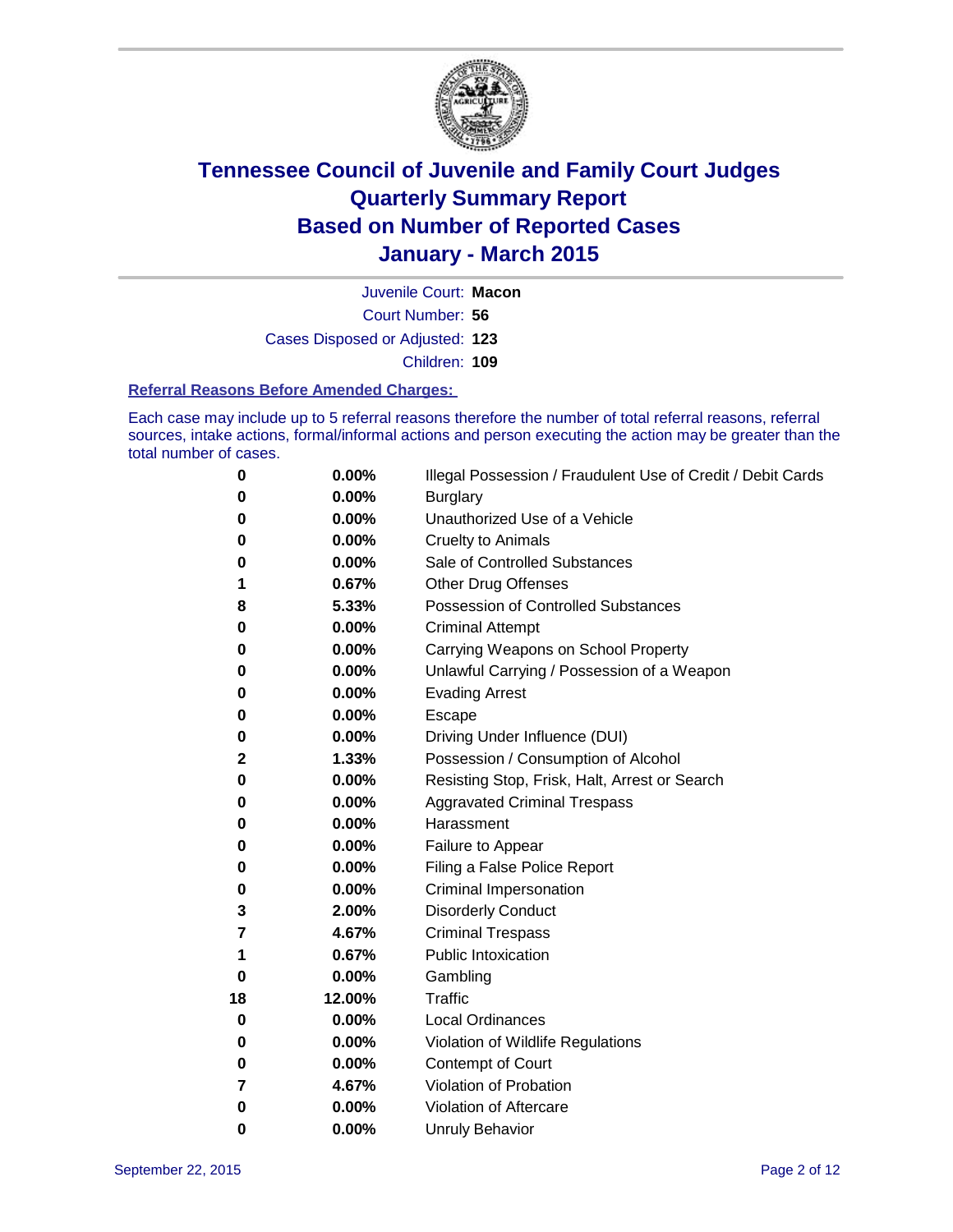# Tennessee Council of Juvenile and Family Court Judges
## Quarterly Summary Report
## Based on Number of Reported Cases
## January - March 2015

Juvenile Court: **Macon**

Court Number: **56**

Cases Disposed or Adjusted: **123**

Children: **109**

### Referral Reasons Before Amended Charges:

Each case may include up to 5 referral reasons therefore the number of total referral reasons, referral sources, intake actions, formal/informal actions and person executing the action may be greater than the total number of cases.

| | | |
|---|---|---|
| **0** | **0.00%** | Illegal Possession / Fraudulent Use of Credit / Debit Cards |
| **0** | **0.00%** | Burglary |
| **0** | **0.00%** | Unauthorized Use of a Vehicle |
| **0** | **0.00%** | Cruelty to Animals |
| **0** | **0.00%** | Sale of Controlled Substances |
| **1** | **0.67%** | Other Drug Offenses |
| **8** | **5.33%** | Possession of Controlled Substances |
| **0** | **0.00%** | Criminal Attempt |
| **0** | **0.00%** | Carrying Weapons on School Property |
| **0** | **0.00%** | Unlawful Carrying / Possession of a Weapon |
| **0** | **0.00%** | Evading Arrest |
| **0** | **0.00%** | Escape |
| **0** | **0.00%** | Driving Under Influence (DUI) |
| **2** | **1.33%** | Possession / Consumption of Alcohol |
| **0** | **0.00%** | Resisting Stop, Frisk, Halt, Arrest or Search |
| **0** | **0.00%** | Aggravated Criminal Trespass |
| **0** | **0.00%** | Harassment |
| **0** | **0.00%** | Failure to Appear |
| **0** | **0.00%** | Filing a False Police Report |
| **0** | **0.00%** | Criminal Impersonation |
| **3** | **2.00%** | Disorderly Conduct |
| **7** | **4.67%** | Criminal Trespass |
| **1** | **0.67%** | Public Intoxication |
| **0** | **0.00%** | Gambling |
| **18** | **12.00%** | Traffic |
| **0** | **0.00%** | Local Ordinances |
| **0** | **0.00%** | Violation of Wildlife Regulations |
| **0** | **0.00%** | Contempt of Court |
| **7** | **4.67%** | Violation of Probation |
| **0** | **0.00%** | Violation of Aftercare |
| **0** | **0.00%** | Unruly Behavior |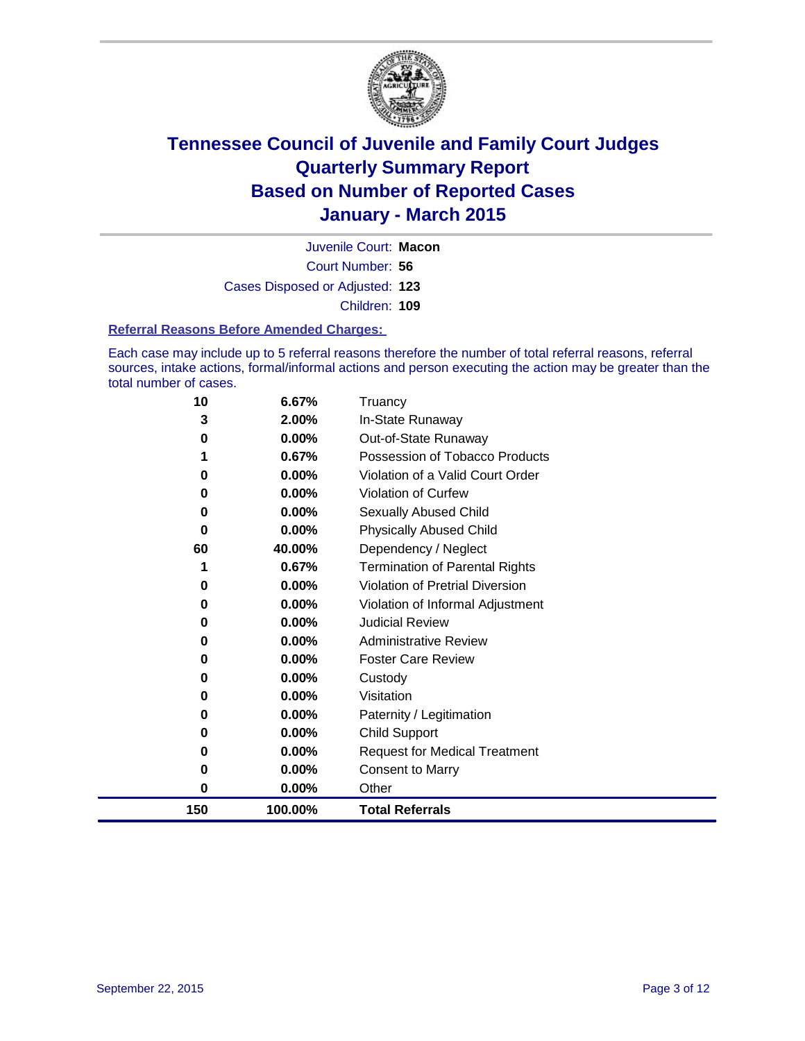# Tennessee Council of Juvenile and Family Court Judges
## Quarterly Summary Report
## Based on Number of Reported Cases
## January - March 2015

Juvenile Court: **Macon**

Court Number: **56**

Cases Disposed or Adjusted: **123**

Children: **109**

### Referral Reasons Before Amended Charges:

Each case may include up to 5 referral reasons therefore the number of total referral reasons, referral sources, intake actions, formal/informal actions and person executing the action may be greater than the total number of cases.

| Count | Percent | Referral Reason |
|---|---|---|
| 10 | 6.67% | Truancy |
| 3 | 2.00% | In-State Runaway |
| 0 | 0.00% | Out-of-State Runaway |
| 1 | 0.67% | Possession of Tobacco Products |
| 0 | 0.00% | Violation of a Valid Court Order |
| 0 | 0.00% | Violation of Curfew |
| 0 | 0.00% | Sexually Abused Child |
| 0 | 0.00% | Physically Abused Child |
| 60 | 40.00% | Dependency / Neglect |
| 1 | 0.67% | Termination of Parental Rights |
| 0 | 0.00% | Violation of Pretrial Diversion |
| 0 | 0.00% | Violation of Informal Adjustment |
| 0 | 0.00% | Judicial Review |
| 0 | 0.00% | Administrative Review |
| 0 | 0.00% | Foster Care Review |
| 0 | 0.00% | Custody |
| 0 | 0.00% | Visitation |
| 0 | 0.00% | Paternity / Legitimation |
| 0 | 0.00% | Child Support |
| 0 | 0.00% | Request for Medical Treatment |
| 0 | 0.00% | Consent to Marry |
| 0 | 0.00% | Other |
| **150** | **100.00%** | **Total Referrals** |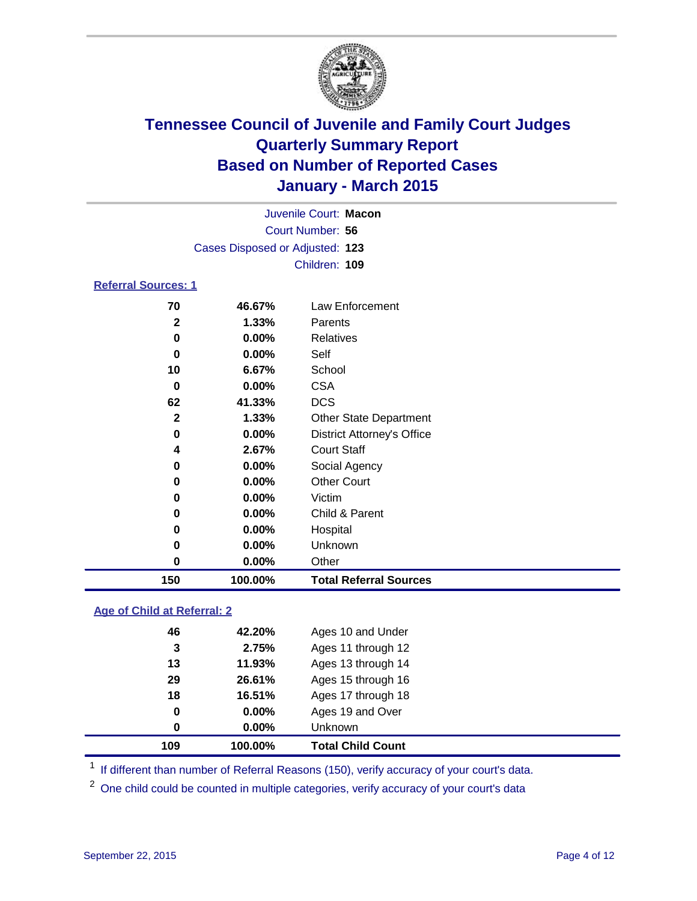# Tennessee Council of Juvenile and Family Court Judges
## Quarterly Summary Report
## Based on Number of Reported Cases
## January - March 2015

Juvenile Court: **Macon**
Court Number: **56**
Cases Disposed or Adjusted: **123**
Children: **109**

### Referral Sources: 1

| | | |
|---|---|---|
| **70** | **46.67%** | Law Enforcement |
| **2** | **1.33%** | Parents |
| **0** | **0.00%** | Relatives |
| **0** | **0.00%** | Self |
| **10** | **6.67%** | School |
| **0** | **0.00%** | CSA |
| **62** | **41.33%** | DCS |
| **2** | **1.33%** | Other State Department |
| **0** | **0.00%** | District Attorney's Office |
| **4** | **2.67%** | Court Staff |
| **0** | **0.00%** | Social Agency |
| **0** | **0.00%** | Other Court |
| **0** | **0.00%** | Victim |
| **0** | **0.00%** | Child & Parent |
| **0** | **0.00%** | Hospital |
| **0** | **0.00%** | Unknown |
| **0** | **0.00%** | Other |
| **150** | **100.00%** | **Total Referral Sources** |

### Age of Child at Referral: 2

| | | |
|---|---|---|
| **46** | **42.20%** | Ages 10 and Under |
| **3** | **2.75%** | Ages 11 through 12 |
| **13** | **11.93%** | Ages 13 through 14 |
| **29** | **26.61%** | Ages 15 through 16 |
| **18** | **16.51%** | Ages 17 through 18 |
| **0** | **0.00%** | Ages 19 and Over |
| **0** | **0.00%** | Unknown |
| **109** | **100.00%** | **Total Child Count** |

[1] If different than number of Referral Reasons (150), verify accuracy of your court's data.

[2] One child could be counted in multiple categories, verify accuracy of your court's data

September 22, 2015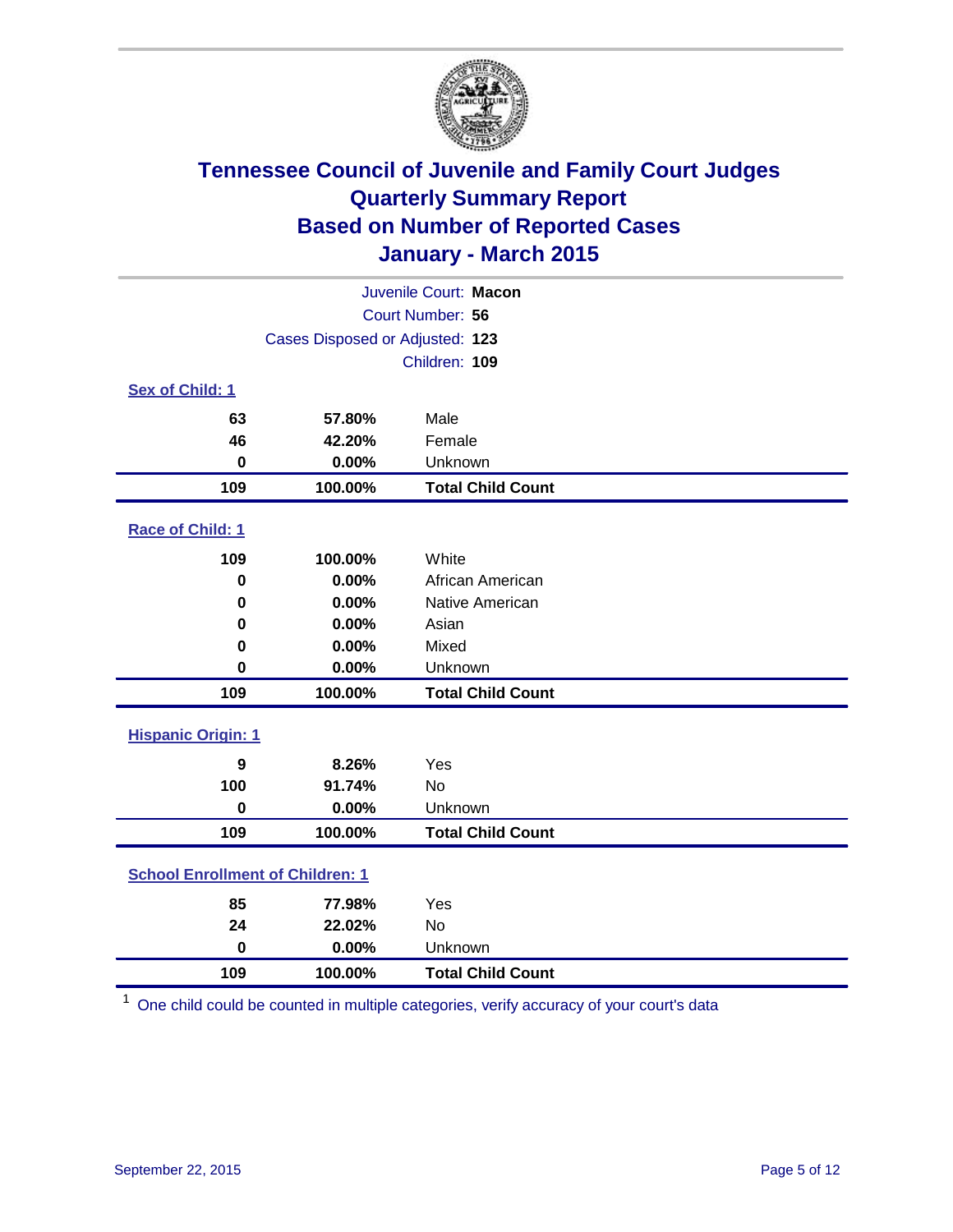# Tennessee Council of Juvenile and Family Court Judges
# Quarterly Summary Report
# Based on Number of Reported Cases
# January - March 2015

Juvenile Court: **Macon**

Court Number: **56**

Cases Disposed or Adjusted: **123**

Children: **109**

### Sex of Child: 1

| Count | Percent | Category |
|---|---|---|
| 63 | 57.80% | Male |
| 46 | 42.20% | Female |
| 0 | 0.00% | Unknown |
| **109** | **100.00%** | **Total Child Count** |

### Race of Child: 1

| Count | Percent | Category |
|---|---|---|
| 109 | 100.00% | White |
| 0 | 0.00% | African American |
| 0 | 0.00% | Native American |
| 0 | 0.00% | Asian |
| 0 | 0.00% | Mixed |
| 0 | 0.00% | Unknown |
| **109** | **100.00%** | **Total Child Count** |

### Hispanic Origin: 1

| Count | Percent | Category |
|---|---|---|
| 9 | 8.26% | Yes |
| 100 | 91.74% | No |
| 0 | 0.00% | Unknown |
| **109** | **100.00%** | **Total Child Count** |

### School Enrollment of Children: 1

| Count | Percent | Category |
|---|---|---|
| 85 | 77.98% | Yes |
| 24 | 22.02% | No |
| 0 | 0.00% | Unknown |
| **109** | **100.00%** | **Total Child Count** |

[1] One child could be counted in multiple categories, verify accuracy of your court's data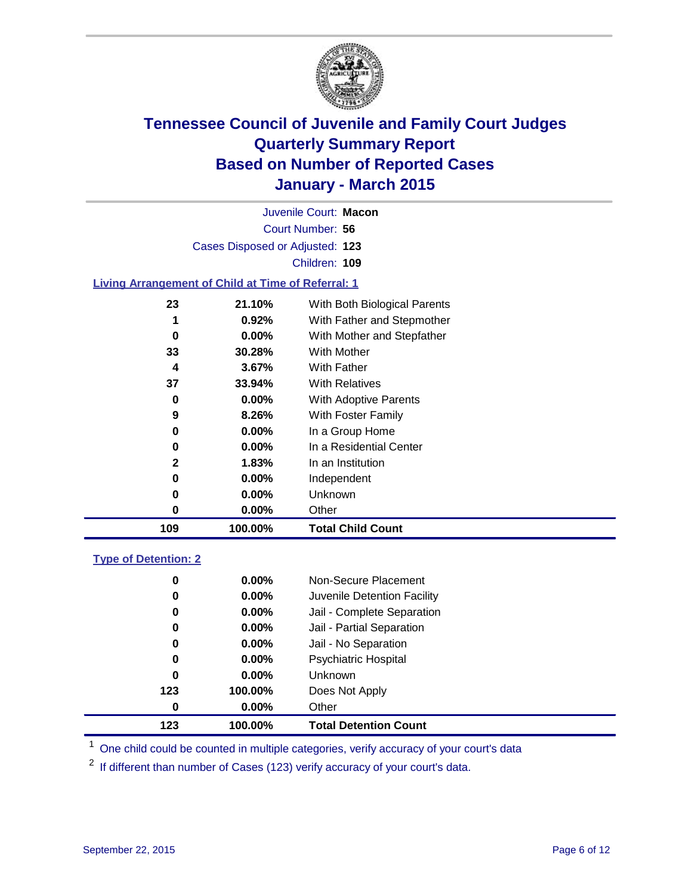# Tennessee Council of Juvenile and Family Court Judges
# Quarterly Summary Report
# Based on Number of Reported Cases
# January - March 2015

Juvenile Court: **Macon**

Court Number: **56**

Cases Disposed or Adjusted: **123**

Children: **109**

## Living Arrangement of Child at Time of Referral: 1

| Count | Percent | Category |
|---|---|---|
| 23 | 21.10% | With Both Biological Parents |
| 1 | 0.92% | With Father and Stepmother |
| 0 | 0.00% | With Mother and Stepfather |
| 33 | 30.28% | With Mother |
| 4 | 3.67% | With Father |
| 37 | 33.94% | With Relatives |
| 0 | 0.00% | With Adoptive Parents |
| 9 | 8.26% | With Foster Family |
| 0 | 0.00% | In a Group Home |
| 0 | 0.00% | In a Residential Center |
| 2 | 1.83% | In an Institution |
| 0 | 0.00% | Independent |
| 0 | 0.00% | Unknown |
| 0 | 0.00% | Other |
| **109** | **100.00%** | **Total Child Count** |

## Type of Detention: 2

| Count | Percent | Category |
|---|---|---|
| 0 | 0.00% | Non-Secure Placement |
| 0 | 0.00% | Juvenile Detention Facility |
| 0 | 0.00% | Jail - Complete Separation |
| 0 | 0.00% | Jail - Partial Separation |
| 0 | 0.00% | Jail - No Separation |
| 0 | 0.00% | Psychiatric Hospital |
| 0 | 0.00% | Unknown |
| 123 | 100.00% | Does Not Apply |
| 0 | 0.00% | Other |
| **123** | **100.00%** | **Total Detention Count** |

[1] One child could be counted in multiple categories, verify accuracy of your court's data

[2] If different than number of Cases (123) verify accuracy of your court's data.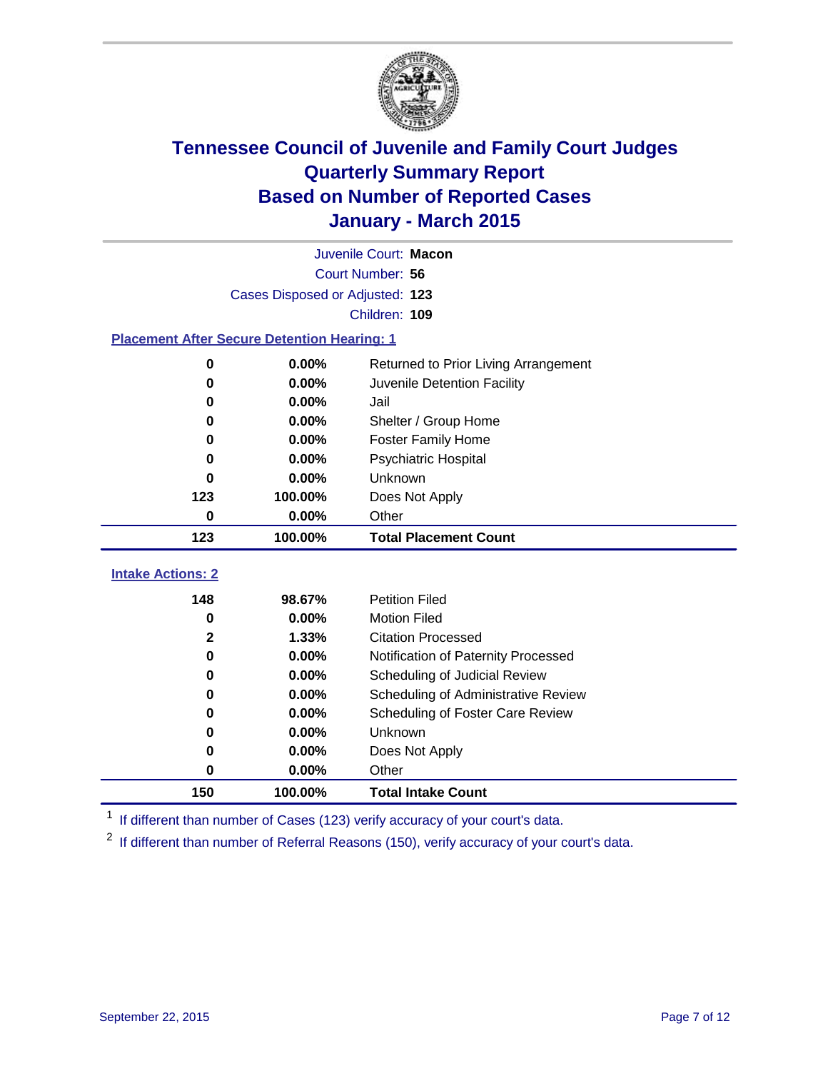# Tennessee Council of Juvenile and Family Court Judges
# Quarterly Summary Report
# Based on Number of Reported Cases
# January - March 2015

Juvenile Court: **Macon**
Court Number: **56**
Cases Disposed or Adjusted: **123**
Children: **109**

### Placement After Secure Detention Hearing: 1

| | | |
|---|---|---|
| 0 | 0.00% | Returned to Prior Living Arrangement |
| 0 | 0.00% | Juvenile Detention Facility |
| 0 | 0.00% | Jail |
| 0 | 0.00% | Shelter / Group Home |
| 0 | 0.00% | Foster Family Home |
| 0 | 0.00% | Psychiatric Hospital |
| 0 | 0.00% | Unknown |
| 123 | 100.00% | Does Not Apply |
| 0 | 0.00% | Other |
| **123** | **100.00%** | **Total Placement Count** |

### Intake Actions: 2

| | | |
|---|---|---|
| 148 | 98.67% | Petition Filed |
| 0 | 0.00% | Motion Filed |
| 2 | 1.33% | Citation Processed |
| 0 | 0.00% | Notification of Paternity Processed |
| 0 | 0.00% | Scheduling of Judicial Review |
| 0 | 0.00% | Scheduling of Administrative Review |
| 0 | 0.00% | Scheduling of Foster Care Review |
| 0 | 0.00% | Unknown |
| 0 | 0.00% | Does Not Apply |
| 0 | 0.00% | Other |
| **150** | **100.00%** | **Total Intake Count** |

[1] If different than number of Cases (123) verify accuracy of your court's data.

[2] If different than number of Referral Reasons (150), verify accuracy of your court's data.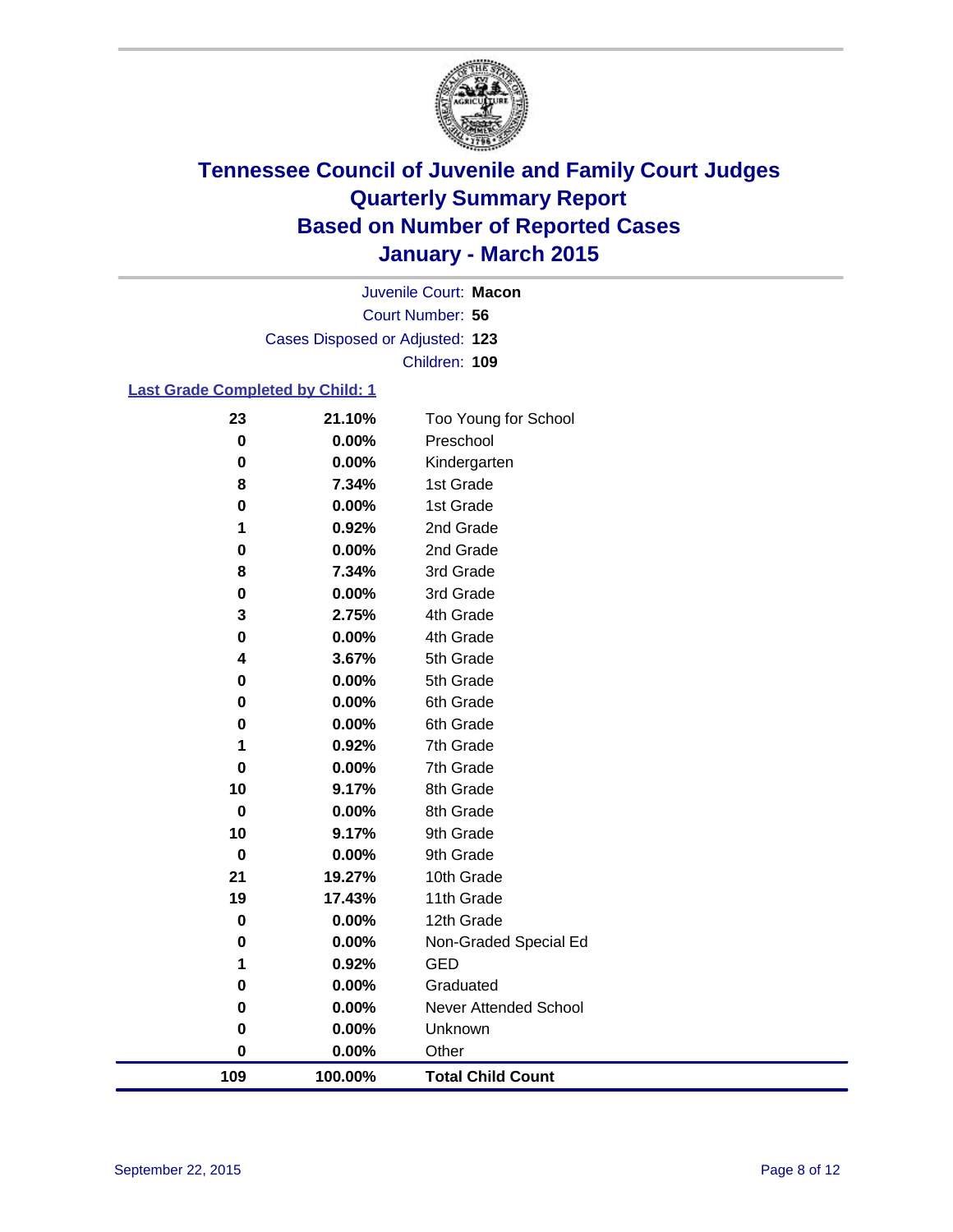# Tennessee Council of Juvenile and Family Court Judges
# Quarterly Summary Report
# Based on Number of Reported Cases
# January - March 2015

Juvenile Court: **Macon**

Court Number: **56**

Cases Disposed or Adjusted: **123**

Children: **109**

### Last Grade Completed by Child: 1

| Count | Percent | Grade |
|---|---|---|
| 23 | 21.10% | Too Young for School |
| 0 | 0.00% | Preschool |
| 0 | 0.00% | Kindergarten |
| 8 | 7.34% | 1st Grade |
| 0 | 0.00% | 1st Grade |
| 1 | 0.92% | 2nd Grade |
| 0 | 0.00% | 2nd Grade |
| 8 | 7.34% | 3rd Grade |
| 0 | 0.00% | 3rd Grade |
| 3 | 2.75% | 4th Grade |
| 0 | 0.00% | 4th Grade |
| 4 | 3.67% | 5th Grade |
| 0 | 0.00% | 5th Grade |
| 0 | 0.00% | 6th Grade |
| 0 | 0.00% | 6th Grade |
| 1 | 0.92% | 7th Grade |
| 0 | 0.00% | 7th Grade |
| 10 | 9.17% | 8th Grade |
| 0 | 0.00% | 8th Grade |
| 10 | 9.17% | 9th Grade |
| 0 | 0.00% | 9th Grade |
| 21 | 19.27% | 10th Grade |
| 19 | 17.43% | 11th Grade |
| 0 | 0.00% | 12th Grade |
| 0 | 0.00% | Non-Graded Special Ed |
| 1 | 0.92% | GED |
| 0 | 0.00% | Graduated |
| 0 | 0.00% | Never Attended School |
| 0 | 0.00% | Unknown |
| 0 | 0.00% | Other |
| **109** | **100.00%** | **Total Child Count** |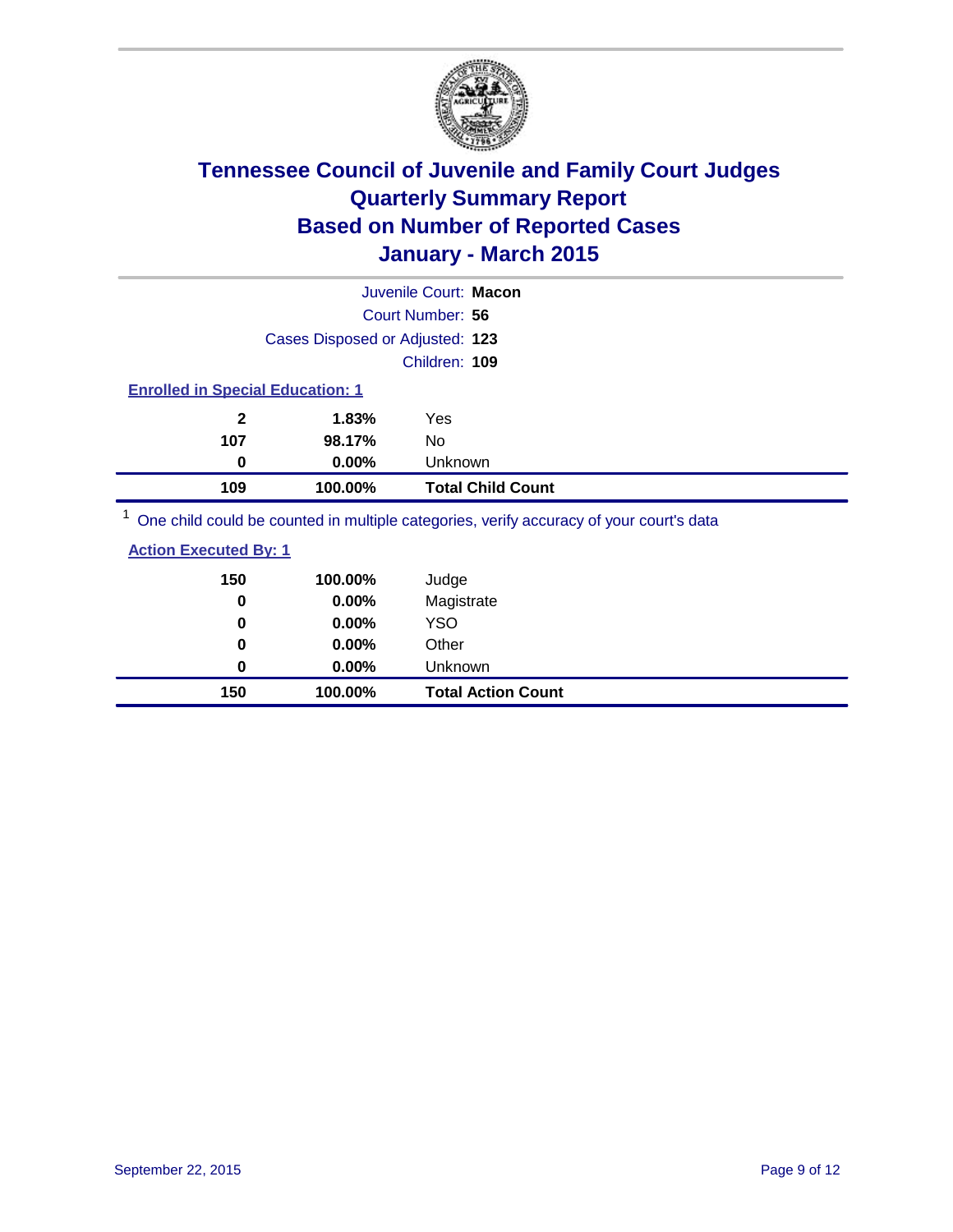# Tennessee Council of Juvenile and Family Court Judges
# Quarterly Summary Report
# Based on Number of Reported Cases
# January - March 2015

Juvenile Court: **Macon**
Court Number: **56**
Cases Disposed or Adjusted: **123**
Children: **109**

**Enrolled in Special Education: 1**

| | | |
|---|---|---|
| **2** | **1.83%** | Yes |
| **107** | **98.17%** | No |
| **0** | **0.00%** | Unknown |
| **109** | **100.00%** | **Total Child Count** |

[1] One child could be counted in multiple categories, verify accuracy of your court's data

**Action Executed By: 1**

| | | |
|---|---|---|
| **150** | **100.00%** | Judge |
| **0** | **0.00%** | Magistrate |
| **0** | **0.00%** | YSO |
| **0** | **0.00%** | Other |
| **0** | **0.00%** | Unknown |
| **150** | **100.00%** | **Total Action Count** |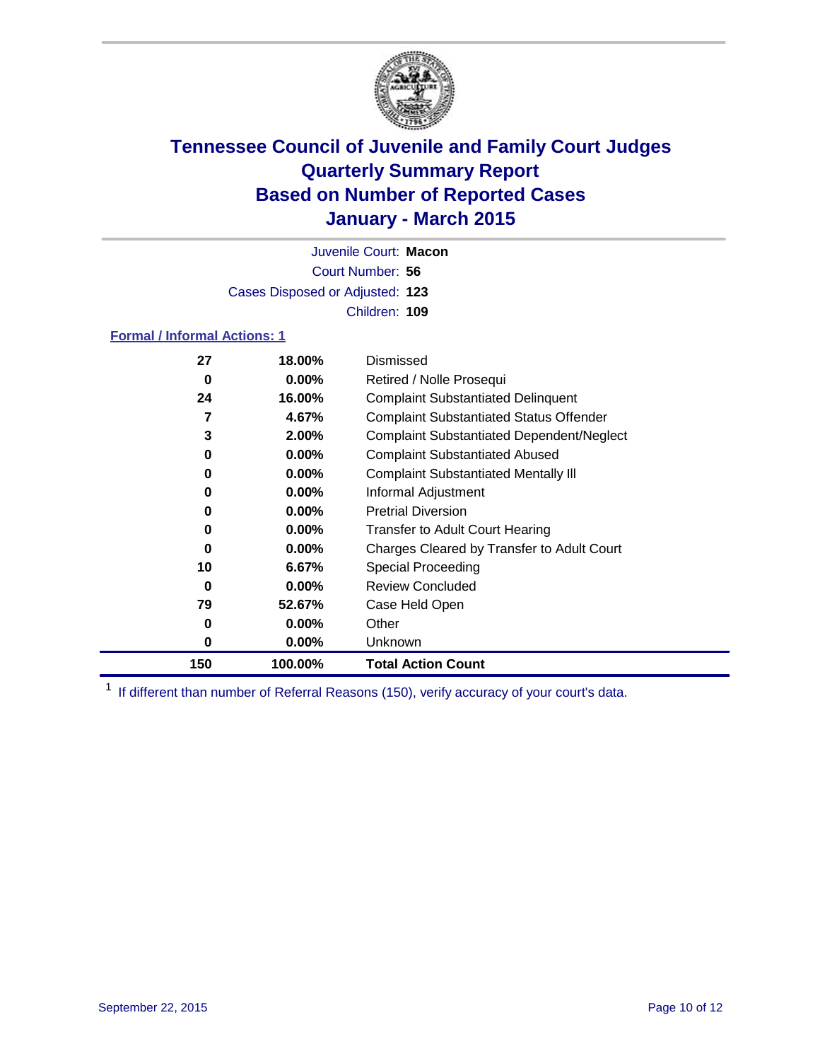# Tennessee Council of Juvenile and Family Court Judges
## Quarterly Summary Report
## Based on Number of Reported Cases
## January - March 2015

Juvenile Court: **Macon**

Court Number: **56**

Cases Disposed or Adjusted: **123**

Children: **109**

### Formal / Informal Actions: 1

| Count | Percent | Action |
|---|---|---|
| 27 | 18.00% | Dismissed |
| 0 | 0.00% | Retired / Nolle Prosequi |
| 24 | 16.00% | Complaint Substantiated Delinquent |
| 7 | 4.67% | Complaint Substantiated Status Offender |
| 3 | 2.00% | Complaint Substantiated Dependent/Neglect |
| 0 | 0.00% | Complaint Substantiated Abused |
| 0 | 0.00% | Complaint Substantiated Mentally Ill |
| 0 | 0.00% | Informal Adjustment |
| 0 | 0.00% | Pretrial Diversion |
| 0 | 0.00% | Transfer to Adult Court Hearing |
| 0 | 0.00% | Charges Cleared by Transfer to Adult Court |
| 10 | 6.67% | Special Proceeding |
| 0 | 0.00% | Review Concluded |
| 79 | 52.67% | Case Held Open |
| 0 | 0.00% | Other |
| 0 | 0.00% | Unknown |
| **150** | **100.00%** | **Total Action Count** |

[1] If different than number of Referral Reasons (150), verify accuracy of your court's data.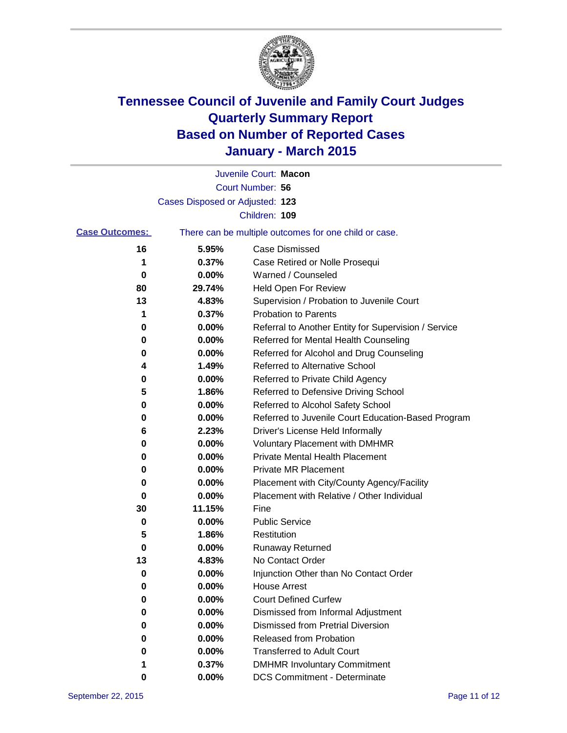# Tennessee Council of Juvenile and Family Court Judges
# Quarterly Summary Report
# Based on Number of Reported Cases
# January - March 2015

Juvenile Court: **Macon**

Court Number: **56**

Cases Disposed or Adjusted: **123**

Children: **109**

**Case Outcomes:** There can be multiple outcomes for one child or case.

| Count | Percent | Outcome |
|---|---|---|
| 16 | 5.95% | Case Dismissed |
| 1 | 0.37% | Case Retired or Nolle Prosequi |
| 0 | 0.00% | Warned / Counseled |
| 80 | 29.74% | Held Open For Review |
| 13 | 4.83% | Supervision / Probation to Juvenile Court |
| 1 | 0.37% | Probation to Parents |
| 0 | 0.00% | Referral to Another Entity for Supervision / Service |
| 0 | 0.00% | Referred for Mental Health Counseling |
| 0 | 0.00% | Referred for Alcohol and Drug Counseling |
| 4 | 1.49% | Referred to Alternative School |
| 0 | 0.00% | Referred to Private Child Agency |
| 5 | 1.86% | Referred to Defensive Driving School |
| 0 | 0.00% | Referred to Alcohol Safety School |
| 0 | 0.00% | Referred to Juvenile Court Education-Based Program |
| 6 | 2.23% | Driver's License Held Informally |
| 0 | 0.00% | Voluntary Placement with DMHMR |
| 0 | 0.00% | Private Mental Health Placement |
| 0 | 0.00% | Private MR Placement |
| 0 | 0.00% | Placement with City/County Agency/Facility |
| 0 | 0.00% | Placement with Relative / Other Individual |
| 30 | 11.15% | Fine |
| 0 | 0.00% | Public Service |
| 5 | 1.86% | Restitution |
| 0 | 0.00% | Runaway Returned |
| 13 | 4.83% | No Contact Order |
| 0 | 0.00% | Injunction Other than No Contact Order |
| 0 | 0.00% | House Arrest |
| 0 | 0.00% | Court Defined Curfew |
| 0 | 0.00% | Dismissed from Informal Adjustment |
| 0 | 0.00% | Dismissed from Pretrial Diversion |
| 0 | 0.00% | Released from Probation |
| 0 | 0.00% | Transferred to Adult Court |
| 1 | 0.37% | DMHMR Involuntary Commitment |
| 0 | 0.00% | DCS Commitment - Determinate |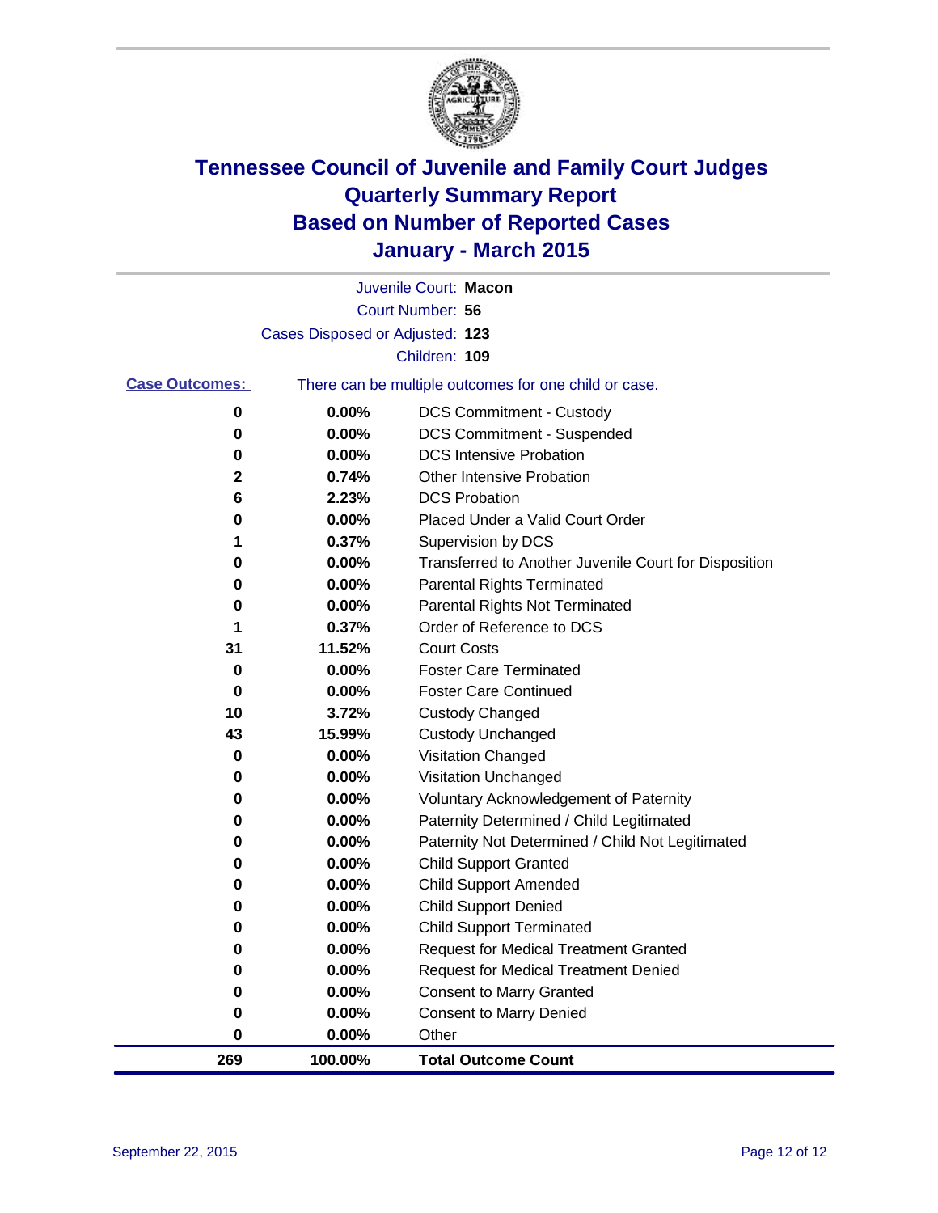# Tennessee Council of Juvenile and Family Court Judges
# Quarterly Summary Report
# Based on Number of Reported Cases
# January - March 2015

Juvenile Court: **Macon**

Court Number: **56**

Cases Disposed or Adjusted: **123**

Children: **109**

**Case Outcomes:** There can be multiple outcomes for one child or case.

| | | |
|---|---|---|
| 0 | 0.00% | DCS Commitment - Custody |
| 0 | 0.00% | DCS Commitment - Suspended |
| 0 | 0.00% | DCS Intensive Probation |
| 2 | 0.74% | Other Intensive Probation |
| 6 | 2.23% | DCS Probation |
| 0 | 0.00% | Placed Under a Valid Court Order |
| 1 | 0.37% | Supervision by DCS |
| 0 | 0.00% | Transferred to Another Juvenile Court for Disposition |
| 0 | 0.00% | Parental Rights Terminated |
| 0 | 0.00% | Parental Rights Not Terminated |
| 1 | 0.37% | Order of Reference to DCS |
| 31 | 11.52% | Court Costs |
| 0 | 0.00% | Foster Care Terminated |
| 0 | 0.00% | Foster Care Continued |
| 10 | 3.72% | Custody Changed |
| 43 | 15.99% | Custody Unchanged |
| 0 | 0.00% | Visitation Changed |
| 0 | 0.00% | Visitation Unchanged |
| 0 | 0.00% | Voluntary Acknowledgement of Paternity |
| 0 | 0.00% | Paternity Determined / Child Legitimated |
| 0 | 0.00% | Paternity Not Determined / Child Not Legitimated |
| 0 | 0.00% | Child Support Granted |
| 0 | 0.00% | Child Support Amended |
| 0 | 0.00% | Child Support Denied |
| 0 | 0.00% | Child Support Terminated |
| 0 | 0.00% | Request for Medical Treatment Granted |
| 0 | 0.00% | Request for Medical Treatment Denied |
| 0 | 0.00% | Consent to Marry Granted |
| 0 | 0.00% | Consent to Marry Denied |
| 0 | 0.00% | Other |
| **269** | **100.00%** | **Total Outcome Count** |

September 22, 2015